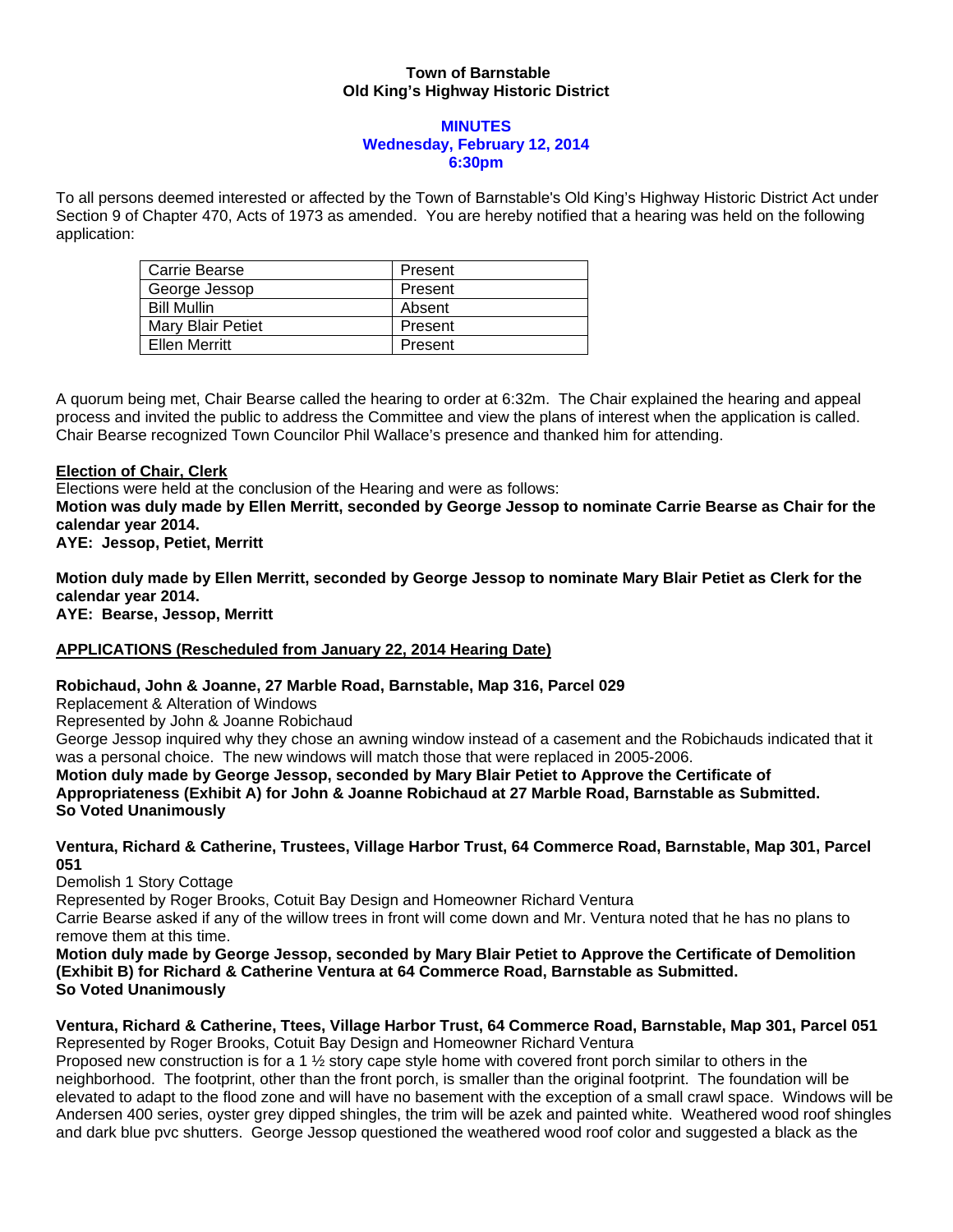**Town of Barnstable**
**Old King's Highway Historic District**

**MINUTES**
**Wednesday, February 12, 2014**
**6:30pm**

To all persons deemed interested or affected by the Town of Barnstable's Old King's Highway Historic District Act under Section 9 of Chapter 470, Acts of 1973 as amended. You are hereby notified that a hearing was held on the following application:

| Carrie Bearse | Present |
|---|---|
| George Jessop | Present |
| Bill Mullin | Absent |
| Mary Blair Petiet | Present |
| Ellen Merritt | Present |

A quorum being met, Chair Bearse called the hearing to order at 6:32m. The Chair explained the hearing and appeal process and invited the public to address the Committee and view the plans of interest when the application is called. Chair Bearse recognized Town Councilor Phil Wallace's presence and thanked him for attending.

**Election of Chair, Clerk**

Elections were held at the conclusion of the Hearing and were as follows:

**Motion was duly made by Ellen Merritt, seconded by George Jessop to nominate Carrie Bearse as Chair for the calendar year 2014.**
**AYE: Jessop, Petiet, Merritt**

**Motion duly made by Ellen Merritt, seconded by George Jessop to nominate Mary Blair Petiet as Clerk for the calendar year 2014.**
**AYE: Bearse, Jessop, Merritt**

**APPLICATIONS (Rescheduled from January 22, 2014 Hearing Date)**

**Robichaud, John & Joanne, 27 Marble Road, Barnstable, Map 316, Parcel 029**
Replacement & Alteration of Windows
Represented by John & Joanne Robichaud
George Jessop inquired why they chose an awning window instead of a casement and the Robichauds indicated that it was a personal choice. The new windows will match those that were replaced in 2005-2006.
**Motion duly made by George Jessop, seconded by Mary Blair Petiet to Approve the Certificate of Appropriateness (Exhibit A) for John & Joanne Robichaud at 27 Marble Road, Barnstable as Submitted.**
**So Voted Unanimously**

**Ventura, Richard & Catherine, Trustees, Village Harbor Trust, 64 Commerce Road, Barnstable, Map 301, Parcel 051**
Demolish 1 Story Cottage
Represented by Roger Brooks, Cotuit Bay Design and Homeowner Richard Ventura
Carrie Bearse asked if any of the willow trees in front will come down and Mr. Ventura noted that he has no plans to remove them at this time.
**Motion duly made by George Jessop, seconded by Mary Blair Petiet to Approve the Certificate of Demolition (Exhibit B) for Richard & Catherine Ventura at 64 Commerce Road, Barnstable as Submitted.**
**So Voted Unanimously**

**Ventura, Richard & Catherine, Ttees, Village Harbor Trust, 64 Commerce Road, Barnstable, Map 301, Parcel 051**
Represented by Roger Brooks, Cotuit Bay Design and Homeowner Richard Ventura
Proposed new construction is for a 1 ½ story cape style home with covered front porch similar to others in the neighborhood. The footprint, other than the front porch, is smaller than the original footprint. The foundation will be elevated to adapt to the flood zone and will have no basement with the exception of a small crawl space. Windows will be Andersen 400 series, oyster grey dipped shingles, the trim will be azek and painted white. Weathered wood roof shingles and dark blue pvc shutters. George Jessop questioned the weathered wood roof color and suggested a black as the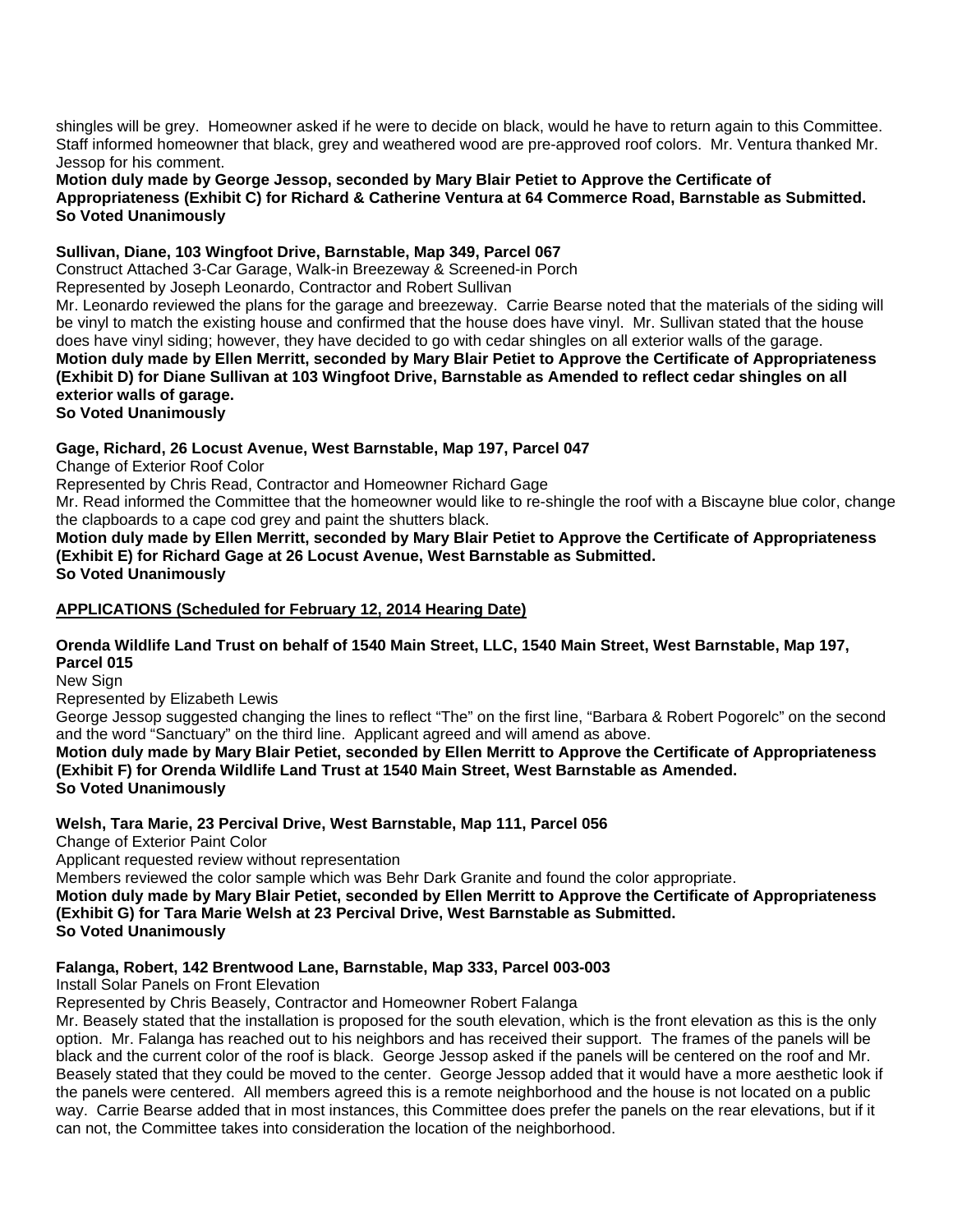shingles will be grey. Homeowner asked if he were to decide on black, would he have to return again to this Committee. Staff informed homeowner that black, grey and weathered wood are pre-approved roof colors. Mr. Ventura thanked Mr. Jessop for his comment.

**Motion duly made by George Jessop, seconded by Mary Blair Petiet to Approve the Certificate of Appropriateness (Exhibit C) for Richard & Catherine Ventura at 64 Commerce Road, Barnstable as Submitted.**
**So Voted Unanimously**

**Sullivan, Diane, 103 Wingfoot Drive, Barnstable, Map 349, Parcel 067**
Construct Attached 3-Car Garage, Walk-in Breezeway & Screened-in Porch
Represented by Joseph Leonardo, Contractor and Robert Sullivan
Mr. Leonardo reviewed the plans for the garage and breezeway. Carrie Bearse noted that the materials of the siding will be vinyl to match the existing house and confirmed that the house does have vinyl. Mr. Sullivan stated that the house does have vinyl siding; however, they have decided to go with cedar shingles on all exterior walls of the garage.
**Motion duly made by Ellen Merritt, seconded by Mary Blair Petiet to Approve the Certificate of Appropriateness (Exhibit D) for Diane Sullivan at 103 Wingfoot Drive, Barnstable as Amended to reflect cedar shingles on all exterior walls of garage.**
**So Voted Unanimously**

**Gage, Richard, 26 Locust Avenue, West Barnstable, Map 197, Parcel 047**
Change of Exterior Roof Color
Represented by Chris Read, Contractor and Homeowner Richard Gage
Mr. Read informed the Committee that the homeowner would like to re-shingle the roof with a Biscayne blue color, change the clapboards to a cape cod grey and paint the shutters black.
**Motion duly made by Ellen Merritt, seconded by Mary Blair Petiet to Approve the Certificate of Appropriateness (Exhibit E) for Richard Gage at 26 Locust Avenue, West Barnstable as Submitted.**
**So Voted Unanimously**

**APPLICATIONS (Scheduled for February 12, 2014 Hearing Date)**

**Orenda Wildlife Land Trust on behalf of 1540 Main Street, LLC, 1540 Main Street, West Barnstable, Map 197, Parcel 015**
New Sign
Represented by Elizabeth Lewis
George Jessop suggested changing the lines to reflect "The" on the first line, "Barbara & Robert Pogorelc" on the second and the word "Sanctuary" on the third line. Applicant agreed and will amend as above.
**Motion duly made by Mary Blair Petiet, seconded by Ellen Merritt to Approve the Certificate of Appropriateness (Exhibit F) for Orenda Wildlife Land Trust at 1540 Main Street, West Barnstable as Amended.**
**So Voted Unanimously**

**Welsh, Tara Marie, 23 Percival Drive, West Barnstable, Map 111, Parcel 056**
Change of Exterior Paint Color
Applicant requested review without representation
Members reviewed the color sample which was Behr Dark Granite and found the color appropriate.
**Motion duly made by Mary Blair Petiet, seconded by Ellen Merritt to Approve the Certificate of Appropriateness (Exhibit G) for Tara Marie Welsh at 23 Percival Drive, West Barnstable as Submitted.**
**So Voted Unanimously**

**Falanga, Robert, 142 Brentwood Lane, Barnstable, Map 333, Parcel 003-003**
Install Solar Panels on Front Elevation
Represented by Chris Beasely, Contractor and Homeowner Robert Falanga
Mr. Beasely stated that the installation is proposed for the south elevation, which is the front elevation as this is the only option. Mr. Falanga has reached out to his neighbors and has received their support. The frames of the panels will be black and the current color of the roof is black. George Jessop asked if the panels will be centered on the roof and Mr. Beasely stated that they could be moved to the center. George Jessop added that it would have a more aesthetic look if the panels were centered. All members agreed this is a remote neighborhood and the house is not located on a public way. Carrie Bearse added that in most instances, this Committee does prefer the panels on the rear elevations, but if it can not, the Committee takes into consideration the location of the neighborhood.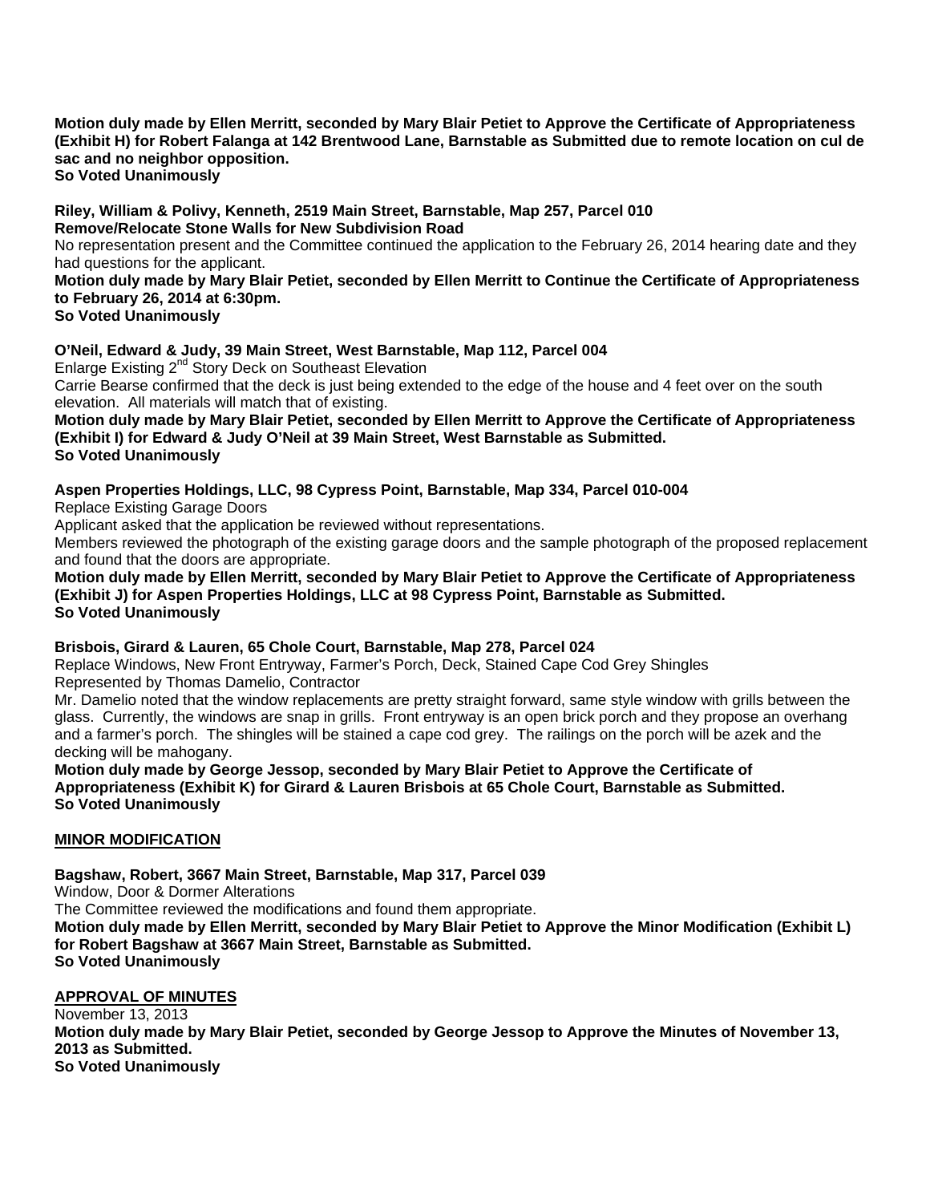**Motion duly made by Ellen Merritt, seconded by Mary Blair Petiet to Approve the Certificate of Appropriateness (Exhibit H) for Robert Falanga at 142 Brentwood Lane, Barnstable as Submitted due to remote location on cul de sac and no neighbor opposition.**
**So Voted Unanimously**

**Riley, William & Polivy, Kenneth, 2519 Main Street, Barnstable, Map 257, Parcel 010**
**Remove/Relocate Stone Walls for New Subdivision Road**
No representation present and the Committee continued the application to the February 26, 2014 hearing date and they had questions for the applicant.
**Motion duly made by Mary Blair Petiet, seconded by Ellen Merritt to Continue the Certificate of Appropriateness to February 26, 2014 at 6:30pm.**
**So Voted Unanimously**

**O'Neil, Edward & Judy, 39 Main Street, West Barnstable, Map 112, Parcel 004**
Enlarge Existing 2nd Story Deck on Southeast Elevation
Carrie Bearse confirmed that the deck is just being extended to the edge of the house and 4 feet over on the south elevation. All materials will match that of existing.
**Motion duly made by Mary Blair Petiet, seconded by Ellen Merritt to Approve the Certificate of Appropriateness (Exhibit I) for Edward & Judy O'Neil at 39 Main Street, West Barnstable as Submitted.**
**So Voted Unanimously**

**Aspen Properties Holdings, LLC, 98 Cypress Point, Barnstable, Map 334, Parcel 010-004**
Replace Existing Garage Doors
Applicant asked that the application be reviewed without representations.
Members reviewed the photograph of the existing garage doors and the sample photograph of the proposed replacement and found that the doors are appropriate.
**Motion duly made by Ellen Merritt, seconded by Mary Blair Petiet to Approve the Certificate of Appropriateness (Exhibit J) for Aspen Properties Holdings, LLC at 98 Cypress Point, Barnstable as Submitted.**
**So Voted Unanimously**

**Brisbois, Girard & Lauren, 65 Chole Court, Barnstable, Map 278, Parcel 024**
Replace Windows, New Front Entryway, Farmer's Porch, Deck, Stained Cape Cod Grey Shingles
Represented by Thomas Damelio, Contractor
Mr. Damelio noted that the window replacements are pretty straight forward, same style window with grills between the glass. Currently, the windows are snap in grills. Front entryway is an open brick porch and they propose an overhang and a farmer's porch. The shingles will be stained a cape cod grey. The railings on the porch will be azek and the decking will be mahogany.
**Motion duly made by George Jessop, seconded by Mary Blair Petiet to Approve the Certificate of Appropriateness (Exhibit K) for Girard & Lauren Brisbois at 65 Chole Court, Barnstable as Submitted.**
**So Voted Unanimously**

**MINOR MODIFICATION**

**Bagshaw, Robert, 3667 Main Street, Barnstable, Map 317, Parcel 039**
Window, Door & Dormer Alterations
The Committee reviewed the modifications and found them appropriate.
**Motion duly made by Ellen Merritt, seconded by Mary Blair Petiet to Approve the Minor Modification (Exhibit L) for Robert Bagshaw at 3667 Main Street, Barnstable as Submitted.**
**So Voted Unanimously**

**APPROVAL OF MINUTES**
November 13, 2013
**Motion duly made by Mary Blair Petiet, seconded by George Jessop to Approve the Minutes of November 13, 2013 as Submitted.**
**So Voted Unanimously**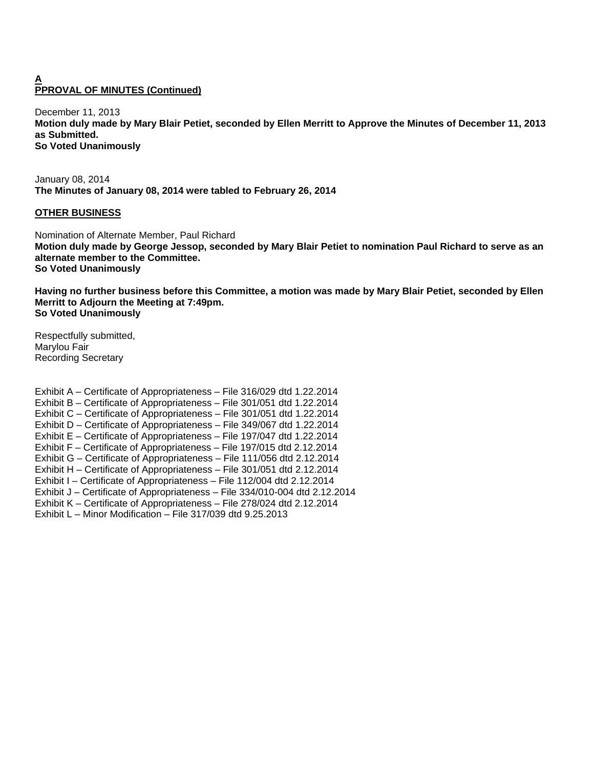## APPROVAL OF MINUTES (Continued)

December 11, 2013
**Motion duly made by Mary Blair Petiet, seconded by Ellen Merritt to Approve the Minutes of December 11, 2013 as Submitted.**
**So Voted Unanimously**

January 08, 2014
**The Minutes of January 08, 2014 were tabled to February 26, 2014**

## OTHER BUSINESS

Nomination of Alternate Member, Paul Richard
**Motion duly made by George Jessop, seconded by Mary Blair Petiet to nomination Paul Richard to serve as an alternate member to the Committee.**
**So Voted Unanimously**

**Having no further business before this Committee, a motion was made by Mary Blair Petiet, seconded by Ellen Merritt to Adjourn the Meeting at 7:49pm.**
**So Voted Unanimously**

Respectfully submitted,
Marylou Fair
Recording Secretary

Exhibit A – Certificate of Appropriateness – File 316/029 dtd 1.22.2014
Exhibit B – Certificate of Appropriateness – File 301/051 dtd 1.22.2014
Exhibit C – Certificate of Appropriateness – File 301/051 dtd 1.22.2014
Exhibit D – Certificate of Appropriateness – File 349/067 dtd 1.22.2014
Exhibit E – Certificate of Appropriateness – File 197/047 dtd 1.22.2014
Exhibit F – Certificate of Appropriateness – File 197/015 dtd 2.12.2014
Exhibit G – Certificate of Appropriateness – File 111/056 dtd 2.12.2014
Exhibit H – Certificate of Appropriateness – File 301/051 dtd 2.12.2014
Exhibit I – Certificate of Appropriateness – File 112/004 dtd 2.12.2014
Exhibit J – Certificate of Appropriateness – File 334/010-004 dtd 2.12.2014
Exhibit K – Certificate of Appropriateness – File 278/024 dtd 2.12.2014
Exhibit L – Minor Modification – File 317/039 dtd 9.25.2013